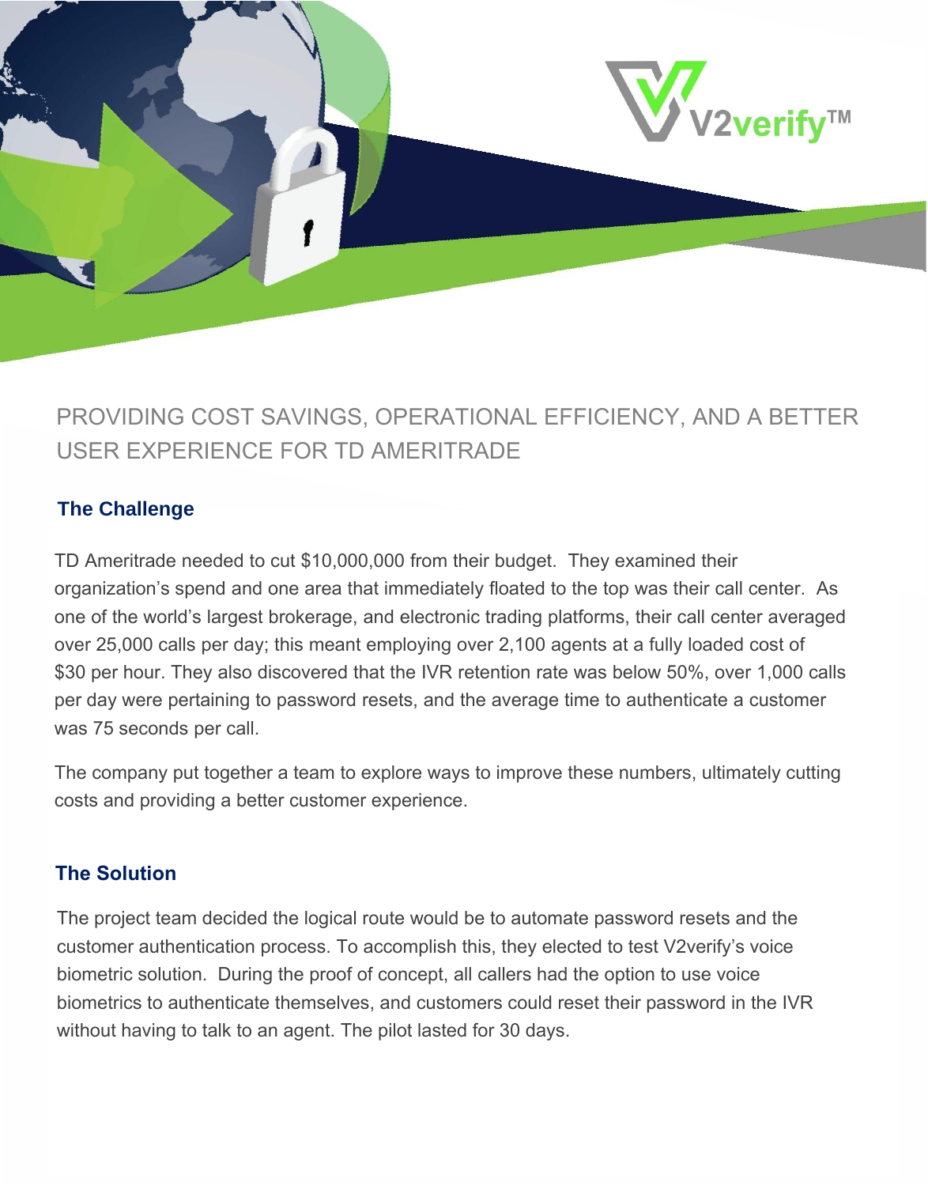V2verify™

# PROVIDING COST SAVINGS, OPERATIONAL EFFICIENCY, AND A BETTER USER EXPERIENCE FOR TD AMERITRADE

## The Challenge

TD Ameritrade needed to cut $10,000,000 from their budget. They examined their organization's spend and one area that immediately floated to the top was their call center. As one of the world's largest brokerage, and electronic trading platforms, their call center averaged over 25,000 calls per day; this meant employing over 2,100 agents at a fully loaded cost of $30 per hour. They also discovered that the IVR retention rate was below 50%, over 1,000 calls per day were pertaining to password resets, and the average time to authenticate a customer was 75 seconds per call.

The company put together a team to explore ways to improve these numbers, ultimately cutting costs and providing a better customer experience.

## The Solution

The project team decided the logical route would be to automate password resets and the customer authentication process. To accomplish this, they elected to test V2verify's voice biometric solution. During the proof of concept, all callers had the option to use voice biometrics to authenticate themselves, and customers could reset their password in the IVR without having to talk to an agent. The pilot lasted for 30 days.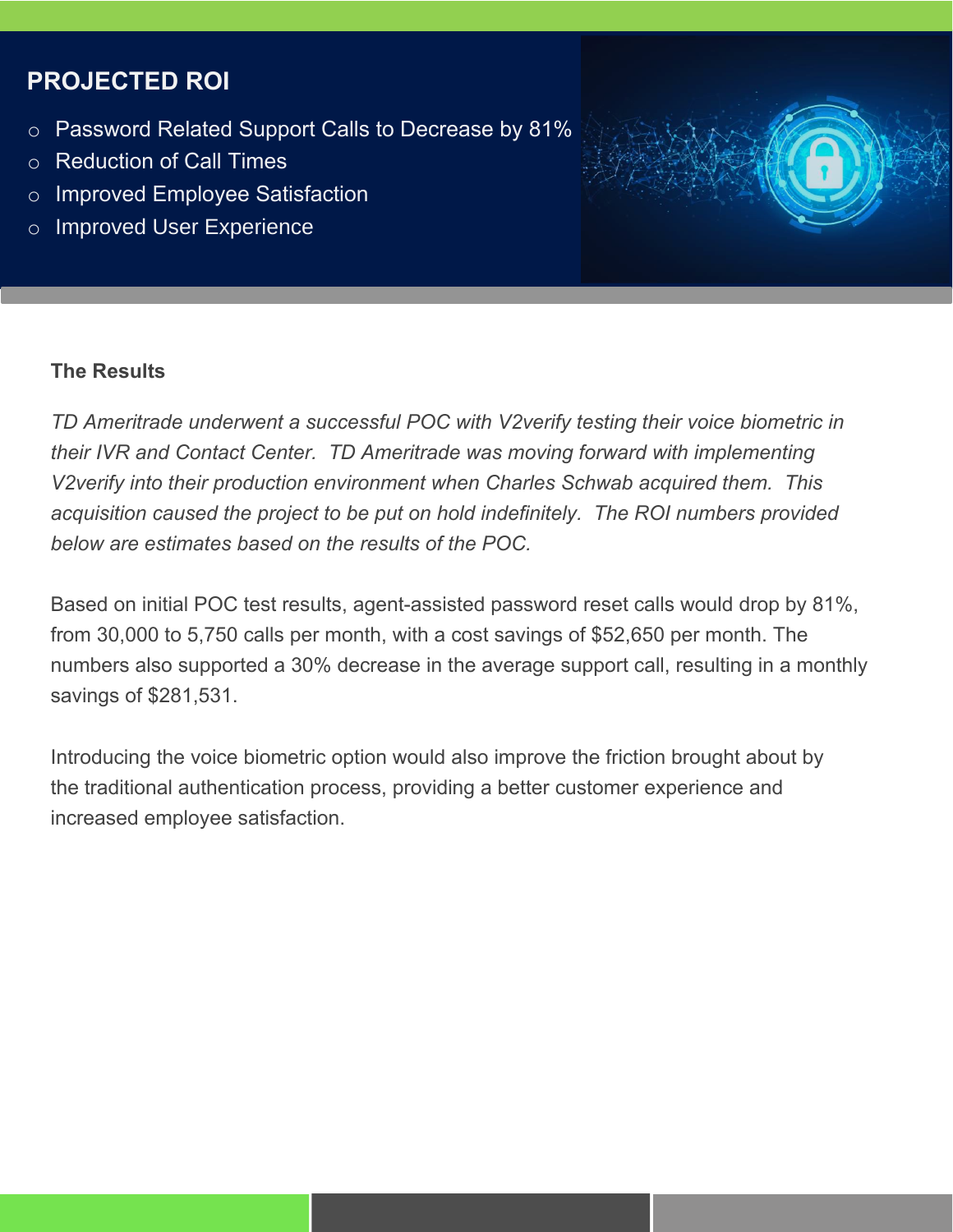## PROJECTED ROI

- Password Related Support Calls to Decrease by 81%
- Reduction of Call Times
- Improved Employee Satisfaction
- Improved User Experience

**The Results**

*TD Ameritrade underwent a successful POC with V2verify testing their voice biometric in their IVR and Contact Center. TD Ameritrade was moving forward with implementing V2verify into their production environment when Charles Schwab acquired them. This acquisition caused the project to be put on hold indefinitely. The ROI numbers provided below are estimates based on the results of the POC.*

Based on initial POC test results, agent-assisted password reset calls would drop by 81%, from 30,000 to 5,750 calls per month, with a cost savings of $52,650 per month. The numbers also supported a 30% decrease in the average support call, resulting in a monthly savings of $281,531.

Introducing the voice biometric option would also improve the friction brought about by the traditional authentication process, providing a better customer experience and increased employee satisfaction.